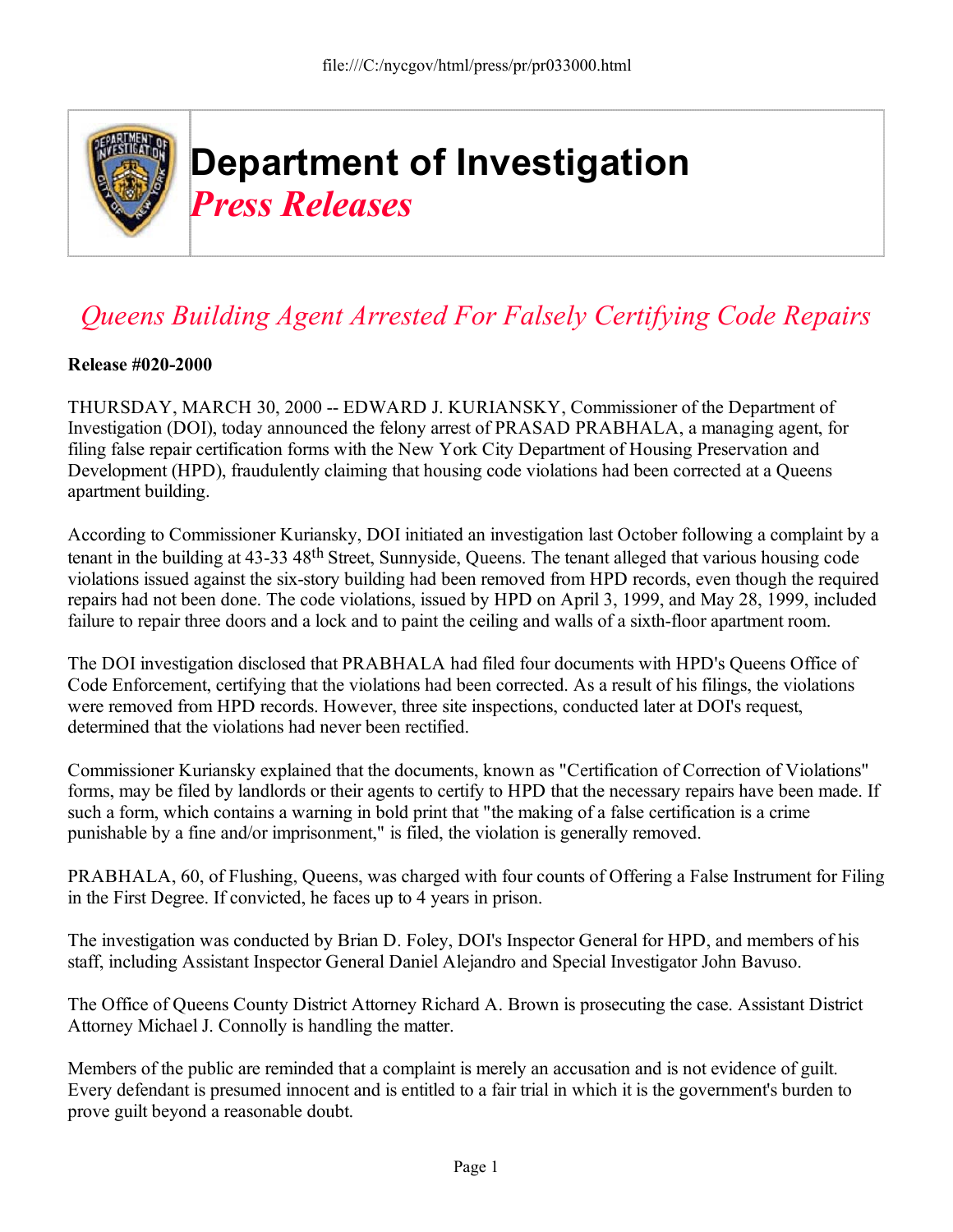# Department of Investigation

## *Press Releases*

## *Queens Building Agent Arrested For Falsely Certifying Code Repairs*

**Release #020-2000**

THURSDAY, MARCH 30, 2000 -- EDWARD J. KURIANSKY, Commissioner of the Department of Investigation (DOI), today announced the felony arrest of PRASAD PRABHALA, a managing agent, for filing false repair certification forms with the New York City Department of Housing Preservation and Development (HPD), fraudulently claiming that housing code violations had been corrected at a Queens apartment building.

According to Commissioner Kuriansky, DOI initiated an investigation last October following a complaint by a tenant in the building at 43-33 48th Street, Sunnyside, Queens. The tenant alleged that various housing code violations issued against the six-story building had been removed from HPD records, even though the required repairs had not been done. The code violations, issued by HPD on April 3, 1999, and May 28, 1999, included failure to repair three doors and a lock and to paint the ceiling and walls of a sixth-floor apartment room.

The DOI investigation disclosed that PRABHALA had filed four documents with HPD's Queens Office of Code Enforcement, certifying that the violations had been corrected. As a result of his filings, the violations were removed from HPD records. However, three site inspections, conducted later at DOI's request, determined that the violations had never been rectified.

Commissioner Kuriansky explained that the documents, known as "Certification of Correction of Violations" forms, may be filed by landlords or their agents to certify to HPD that the necessary repairs have been made. If such a form, which contains a warning in bold print that "the making of a false certification is a crime punishable by a fine and/or imprisonment," is filed, the violation is generally removed.

PRABHALA, 60, of Flushing, Queens, was charged with four counts of Offering a False Instrument for Filing in the First Degree. If convicted, he faces up to 4 years in prison.

The investigation was conducted by Brian D. Foley, DOI's Inspector General for HPD, and members of his staff, including Assistant Inspector General Daniel Alejandro and Special Investigator John Bavuso.

The Office of Queens County District Attorney Richard A. Brown is prosecuting the case. Assistant District Attorney Michael J. Connolly is handling the matter.

Members of the public are reminded that a complaint is merely an accusation and is not evidence of guilt. Every defendant is presumed innocent and is entitled to a fair trial in which it is the government's burden to prove guilt beyond a reasonable doubt.